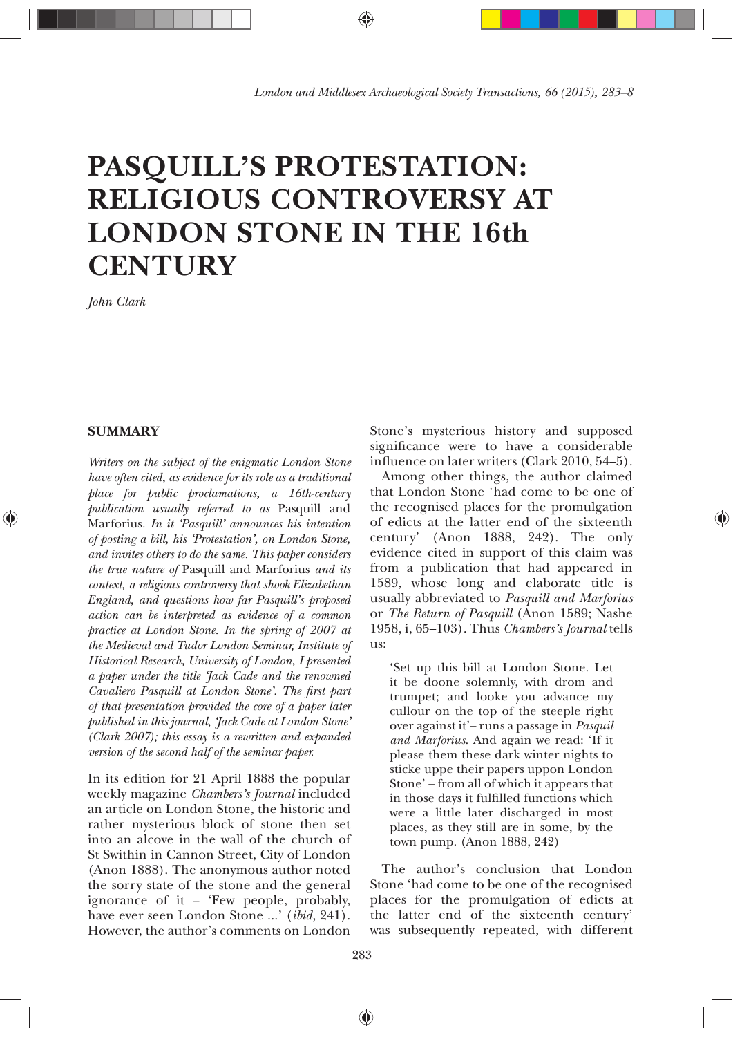# PASQUILL'S PROTESTATION: RELIGIOUS CONTROVERSY AT LONDON STONE IN THE 16th CENTURY

*John Clark*

## SUMMARY

*Writers on the subject of the enigmatic London Stone have often cited, as evidence for its role as a traditional place for public proclamations, a 16th-century publication usually referred to as* Pasquill and Marforius. *In it 'Pasquill' announces his intention of posting a bill, his 'Protestation', on London Stone, and invites others to do the same. This paper considers the true nature of* Pasquill and Marforius *and its context, a religious controversy that shook Elizabethan England, and questions how far Pasquill's proposed action can be interpreted as evidence of a common practice at London Stone. In the spring of 2007 at the Medieval and Tudor London Seminar, Institute of Historical Research, University of London, I presented a paper under the title 'Jack Cade and the renowned Cavaliero Pasquill at London Stone'. The first part of that presentation provided the core of a paper later published in this journal, 'Jack Cade at London Stone' (Clark 2007); this essay is a rewritten and expanded version of the second half of the seminar paper.*

In its edition for 21 April 1888 the popular weekly magazine *Chambers's Journal* included an article on London Stone, the historic and rather mysterious block of stone then set into an alcove in the wall of the church of St Swithin in Cannon Street, City of London (Anon 1888). The anonymous author noted the sorry state of the stone and the general ignorance of it – 'Few people, probably, have ever seen London Stone ...' (*ibid*, 241). However, the author's comments on London Stone's mysterious history and supposed significance were to have a considerable influence on later writers (Clark 2010, 54–5).

Among other things, the author claimed that London Stone 'had come to be one of the recognised places for the promulgation of edicts at the latter end of the sixteenth century' (Anon 1888, 242). The only evidence cited in support of this claim was from a publication that had appeared in 1589, whose long and elaborate title is usually abbreviated to *Pasquill and Marforius* or *The Return of Pasquill* (Anon 1589; Nashe 1958, i, 65–103). Thus *Chambers's Journal* tells us:

> 'Set up this bill at London Stone. Let it be doone solemnly, with drom and trumpet; and looke you advance my cullour on the top of the steeple right over against it'– runs a passage in *Pasquil and Marforius*. And again we read: 'If it please them these dark winter nights to sticke uppe their papers uppon London Stone' – from all of which it appears that in those days it fulfilled functions which were a little later discharged in most places, as they still are in some, by the town pump. (Anon 1888, 242)

The author's conclusion that London Stone 'had come to be one of the recognised places for the promulgation of edicts at the latter end of the sixteenth century' was subsequently repeated, with different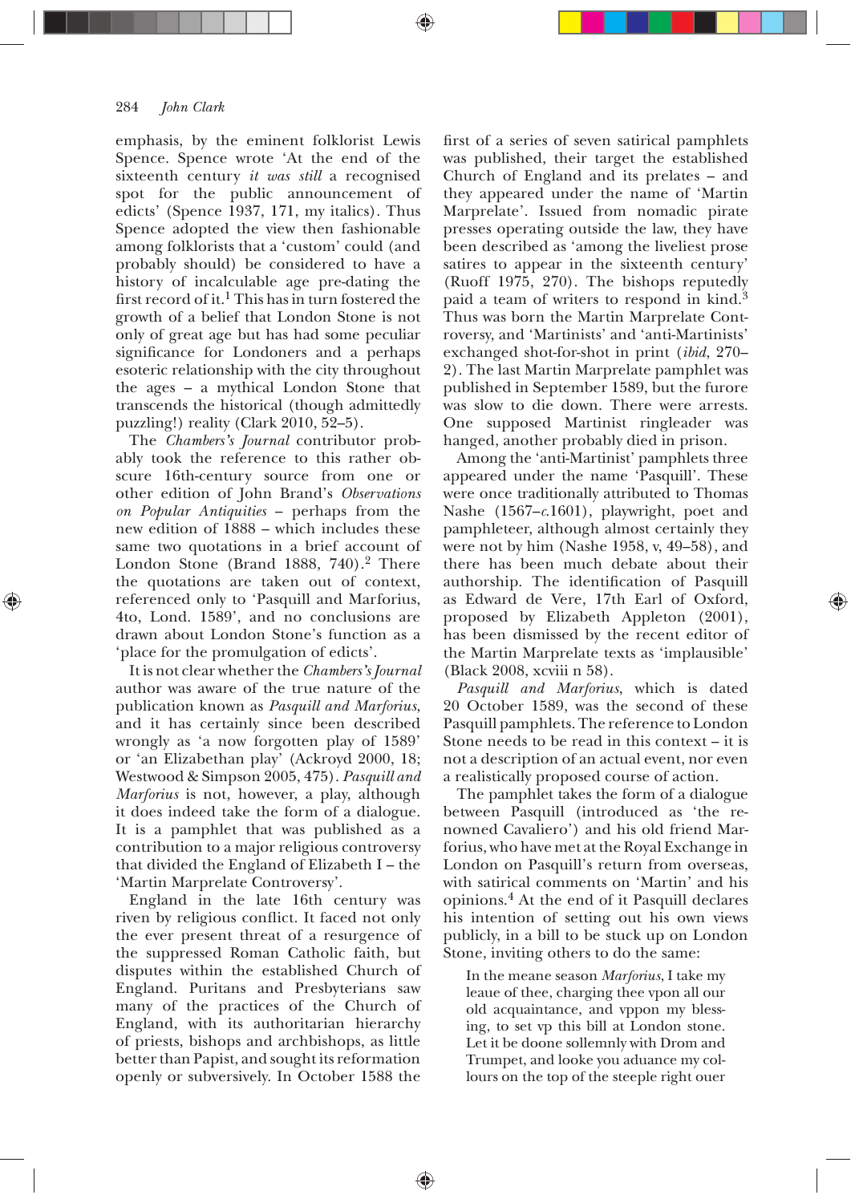emphasis, by the eminent folklorist Lewis Spence. Spence wrote 'At the end of the sixteenth century *it was still* a recognised spot for the public announcement of edicts' (Spence 1937, 171, my italics). Thus Spence adopted the view then fashionable among folklorists that a 'custom' could (and probably should) be considered to have a history of incalculable age pre-dating the first record of it.[1] This has in turn fostered the growth of a belief that London Stone is not only of great age but has had some peculiar significance for Londoners and a perhaps esoteric relationship with the city throughout the ages – a mythical London Stone that transcends the historical (though admittedly puzzling!) reality (Clark 2010, 52–5).

The *Chambers's Journal* contributor probably took the reference to this rather obscure 16th-century source from one or other edition of John Brand's *Observations on Popular Antiquities* – perhaps from the new edition of 1888 – which includes these same two quotations in a brief account of London Stone (Brand 1888, 740).[2] There the quotations are taken out of context, referenced only to 'Pasquill and Marforius, 4to, Lond. 1589', and no conclusions are drawn about London Stone's function as a 'place for the promulgation of edicts'.

It is not clear whether the *Chambers's Journal* author was aware of the true nature of the publication known as *Pasquill and Marforius*, and it has certainly since been described wrongly as 'a now forgotten play of 1589' or 'an Elizabethan play' (Ackroyd 2000, 18; Westwood & Simpson 2005, 475). *Pasquill and Marforius* is not, however, a play, although it does indeed take the form of a dialogue. It is a pamphlet that was published as a contribution to a major religious controversy that divided the England of Elizabeth I – the 'Martin Marprelate Controversy'.

England in the late 16th century was riven by religious conflict. It faced not only the ever present threat of a resurgence of the suppressed Roman Catholic faith, but disputes within the established Church of England. Puritans and Presbyterians saw many of the practices of the Church of England, with its authoritarian hierarchy of priests, bishops and archbishops, as little better than Papist, and sought its reformation openly or subversively. In October 1588 the first of a series of seven satirical pamphlets was published, their target the established Church of England and its prelates – and they appeared under the name of 'Martin Marprelate'. Issued from nomadic pirate presses operating outside the law, they have been described as 'among the liveliest prose satires to appear in the sixteenth century' (Ruoff 1975, 270). The bishops reputedly paid a team of writers to respond in kind.[3] Thus was born the Martin Marprelate Controversy, and 'Martinists' and 'anti-Martinists' exchanged shot-for-shot in print (*ibid*, 270–2). The last Martin Marprelate pamphlet was published in September 1589, but the furore was slow to die down. There were arrests. One supposed Martinist ringleader was hanged, another probably died in prison.

Among the 'anti-Martinist' pamphlets three appeared under the name 'Pasquill'. These were once traditionally attributed to Thomas Nashe (1567–*c*.1601), playwright, poet and pamphleteer, although almost certainly they were not by him (Nashe 1958, v, 49–58), and there has been much debate about their authorship. The identification of Pasquill as Edward de Vere, 17th Earl of Oxford, proposed by Elizabeth Appleton (2001), has been dismissed by the recent editor of the Martin Marprelate texts as 'implausible' (Black 2008, xcviii n 58).

*Pasquill and Marforius*, which is dated 20 October 1589, was the second of these Pasquill pamphlets. The reference to London Stone needs to be read in this context – it is not a description of an actual event, nor even a realistically proposed course of action.

The pamphlet takes the form of a dialogue between Pasquill (introduced as 'the renowned Cavaliero') and his old friend Marforius, who have met at the Royal Exchange in London on Pasquill's return from overseas, with satirical comments on 'Martin' and his opinions.[4] At the end of it Pasquill declares his intention of setting out his own views publicly, in a bill to be stuck up on London Stone, inviting others to do the same:

> In the meane season *Marforius*, I take my leaue of thee, charging thee vpon all our old acquaintance, and vppon my blessing, to set vp this bill at London stone. Let it be doone sollemnly with Drom and Trumpet, and looke you aduance my collours on the top of the steeple right ouer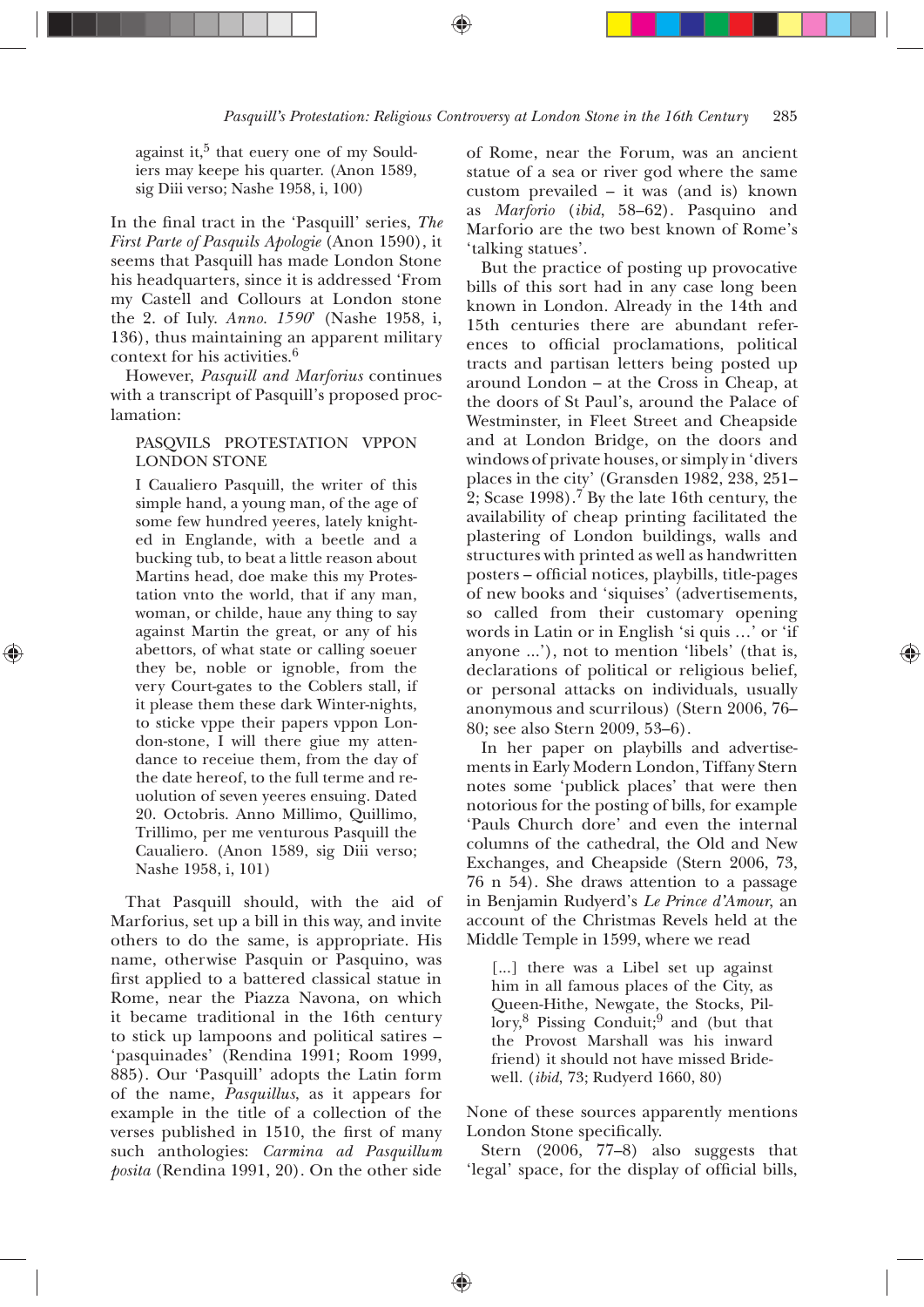> against it,[5] that euery one of my Souldiers may keepe his quarter. (Anon 1589, sig Diii verso; Nashe 1958, i, 100)

In the final tract in the 'Pasquill' series, *The First Parte of Pasquils Apologie* (Anon 1590), it seems that Pasquill has made London Stone his headquarters, since it is addressed 'From my Castell and Collours at London stone the 2. of Iuly. *Anno. 1590*' (Nashe 1958, i, 136), thus maintaining an apparent military context for his activities.[6]

However, *Pasquill and Marforius* continues with a transcript of Pasquill's proposed proclamation:

> PASQVILS PROTESTATION VPPON LONDON STONE
>
> I Cavaliero Pasquill, the writer of this simple hand, a young man, of the age of some few hundred yeeres, lately knighted in Englande, with a beetle and a bucking tub, to beat a little reason about Martins head, doe make this my Protestation vnto the world, that if any man, woman, or childe, haue any thing to say against Martin the great, or any of his abettors, of what state or calling soeuer they be, noble or ignoble, from the very Court-gates to the Coblers stall, if it please them these dark Winter-nights, to sticke vppe their papers vppon London-stone, I will there giue my attendance to receiue them, from the day of the date hereof, to the full terme and reuolution of seven yeeres ensuing. Dated 20. Octobris. Anno Millimo, Quillimo, Trillimo, per me venturous Pasquill the Caualiero. (Anon 1589, sig Diii verso; Nashe 1958, i, 101)

That Pasquill should, with the aid of Marforius, set up a bill in this way, and invite others to do the same, is appropriate. His name, otherwise Pasquin or Pasquino, was first applied to a battered classical statue in Rome, near the Piazza Navona, on which it became traditional in the 16th century to stick up lampoons and political satires – 'pasquinades' (Rendina 1991; Room 1999, 885). Our 'Pasquill' adopts the Latin form of the name, *Pasquillus*, as it appears for example in the title of a collection of the verses published in 1510, the first of many such anthologies: *Carmina ad Pasquillum posita* (Rendina 1991, 20). On the other side of Rome, near the Forum, was an ancient statue of a sea or river god where the same custom prevailed – it was (and is) known as *Marforio* (*ibid*, 58–62). Pasquino and Marforio are the two best known of Rome's 'talking statues'.

But the practice of posting up provocative bills of this sort had in any case long been known in London. Already in the 14th and 15th centuries there are abundant references to official proclamations, political tracts and partisan letters being posted up around London – at the Cross in Cheap, at the doors of St Paul's, around the Palace of Westminster, in Fleet Street and Cheapside and at London Bridge, on the doors and windows of private houses, or simply in 'divers places in the city' (Gransden 1982, 238, 251–2; Scase 1998).[7] By the late 16th century, the availability of cheap printing facilitated the plastering of London buildings, walls and structures with printed as well as handwritten posters – official notices, playbills, title-pages of new books and 'siquises' (advertisements, so called from their customary opening words in Latin or in English 'si quis …' or 'if anyone …'), not to mention 'libels' (that is, declarations of political or religious belief, or personal attacks on individuals, usually anonymous and scurrilous) (Stern 2006, 76–80; see also Stern 2009, 53–6).

In her paper on playbills and advertisements in Early Modern London, Tiffany Stern notes some 'publick places' that were then notorious for the posting of bills, for example 'Pauls Church dore' and even the internal columns of the cathedral, the Old and New Exchanges, and Cheapside (Stern 2006, 73, 76 n 54). She draws attention to a passage in Benjamin Rudyerd's *Le Prince d'Amour*, an account of the Christmas Revels held at the Middle Temple in 1599, where we read

> […] there was a Libel set up against him in all famous places of the City, as Queen-Hithe, Newgate, the Stocks, Pillory,[8] Pissing Conduit;[9] and (but that the Provost Marshall was his inward friend) it should not have missed Bridewell. (*ibid*, 73; Rudyerd 1660, 80)

None of these sources apparently mentions London Stone specifically.

Stern (2006, 77–8) also suggests that 'legal' space, for the display of official bills,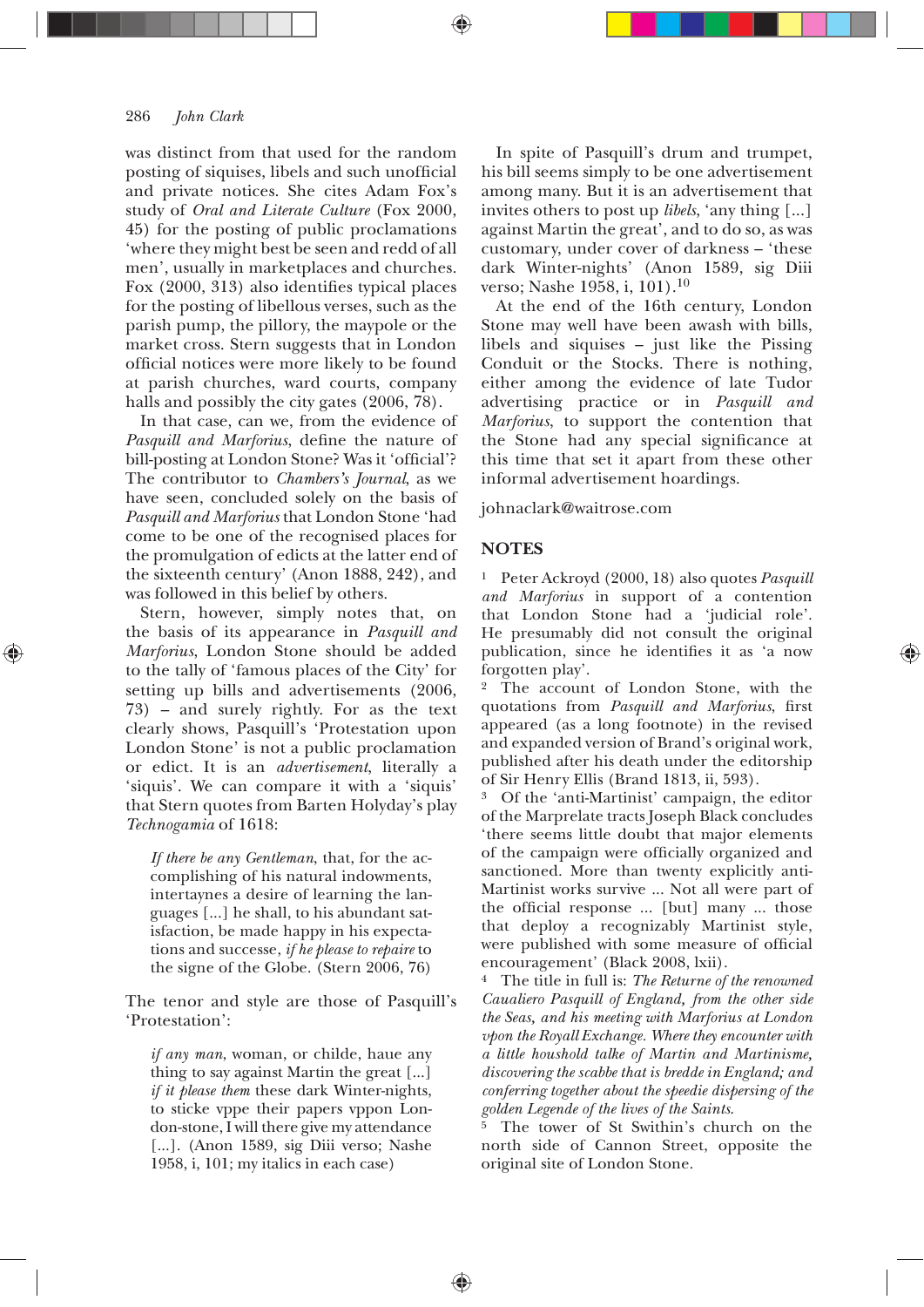was distinct from that used for the random posting of siquises, libels and such unofficial and private notices. She cites Adam Fox's study of *Oral and Literate Culture* (Fox 2000, 45) for the posting of public proclamations 'where they might best be seen and redd of all men', usually in marketplaces and churches. Fox (2000, 313) also identifies typical places for the posting of libellous verses, such as the parish pump, the pillory, the maypole or the market cross. Stern suggests that in London official notices were more likely to be found at parish churches, ward courts, company halls and possibly the city gates (2006, 78).

In that case, can we, from the evidence of *Pasquill and Marforius*, define the nature of bill-posting at London Stone? Was it 'official'? The contributor to *Chambers's Journal*, as we have seen, concluded solely on the basis of *Pasquill and Marforius* that London Stone 'had come to be one of the recognised places for the promulgation of edicts at the latter end of the sixteenth century' (Anon 1888, 242), and was followed in this belief by others.

Stern, however, simply notes that, on the basis of its appearance in *Pasquill and Marforius*, London Stone should be added to the tally of 'famous places of the City' for setting up bills and advertisements (2006, 73) – and surely rightly. For as the text clearly shows, Pasquill's 'Protestation upon London Stone' is not a public proclamation or edict. It is an *advertisement*, literally a 'siquis'. We can compare it with a 'siquis' that Stern quotes from Barten Holyday's play *Technogamia* of 1618:

> *If there be any Gentleman*, that, for the accomplishing of his natural indowments, intertaynes a desire of learning the languages [...] he shall, to his abundant satisfaction, be made happy in his expectations and successe, *if he please to repaire* to the signe of the Globe. (Stern 2006, 76)

The tenor and style are those of Pasquill's 'Protestation':

> *if any man*, woman, or childe, haue any thing to say against Martin the great [...] *if it please them* these dark Winter-nights, to sticke vppe their papers vppon London-stone, I will there give my attendance [...]. (Anon 1589, sig Diii verso; Nashe 1958, i, 101; my italics in each case)

In spite of Pasquill's drum and trumpet, his bill seems simply to be one advertisement among many. But it is an advertisement that invites others to post up *libels*, 'any thing [...] against Martin the great', and to do so, as was customary, under cover of darkness – 'these dark Winter-nights' (Anon 1589, sig Diii verso; Nashe 1958, i, 101).[10]

At the end of the 16th century, London Stone may well have been awash with bills, libels and siquises – just like the Pissing Conduit or the Stocks. There is nothing, either among the evidence of late Tudor advertising practice or in *Pasquill and Marforius*, to support the contention that the Stone had any special significance at this time that set it apart from these other informal advertisement hoardings.

johnaclark@waitrose.com

## NOTES

[1] Peter Ackroyd (2000, 18) also quotes *Pasquill and Marforius* in support of a contention that London Stone had a 'judicial role'. He presumably did not consult the original publication, since he identifies it as 'a now forgotten play'.

[2] The account of London Stone, with the quotations from *Pasquill and Marforius*, first appeared (as a long footnote) in the revised and expanded version of Brand's original work, published after his death under the editorship of Sir Henry Ellis (Brand 1813, ii, 593).

[3] Of the 'anti-Martinist' campaign, the editor of the Marprelate tracts Joseph Black concludes 'there seems little doubt that major elements of the campaign were officially organized and sanctioned. More than twenty explicitly anti-Martinist works survive ... Not all were part of the official response ... [but] many ... those that deploy a recognizably Martinist style, were published with some measure of official encouragement' (Black 2008, lxii).

[4] The title in full is: *The Returne of the renowned Caualiero Pasquill of England, from the other side the Seas, and his meeting with Marforius at London vpon the Royall Exchange. Where they encounter with a little houshold talke of Martin and Martinisme, discovering the scabbe that is bredde in England; and conferring together about the speedie dispersing of the golden Legende of the lives of the Saints.*

[5] The tower of St Swithin's church on the north side of Cannon Street, opposite the original site of London Stone.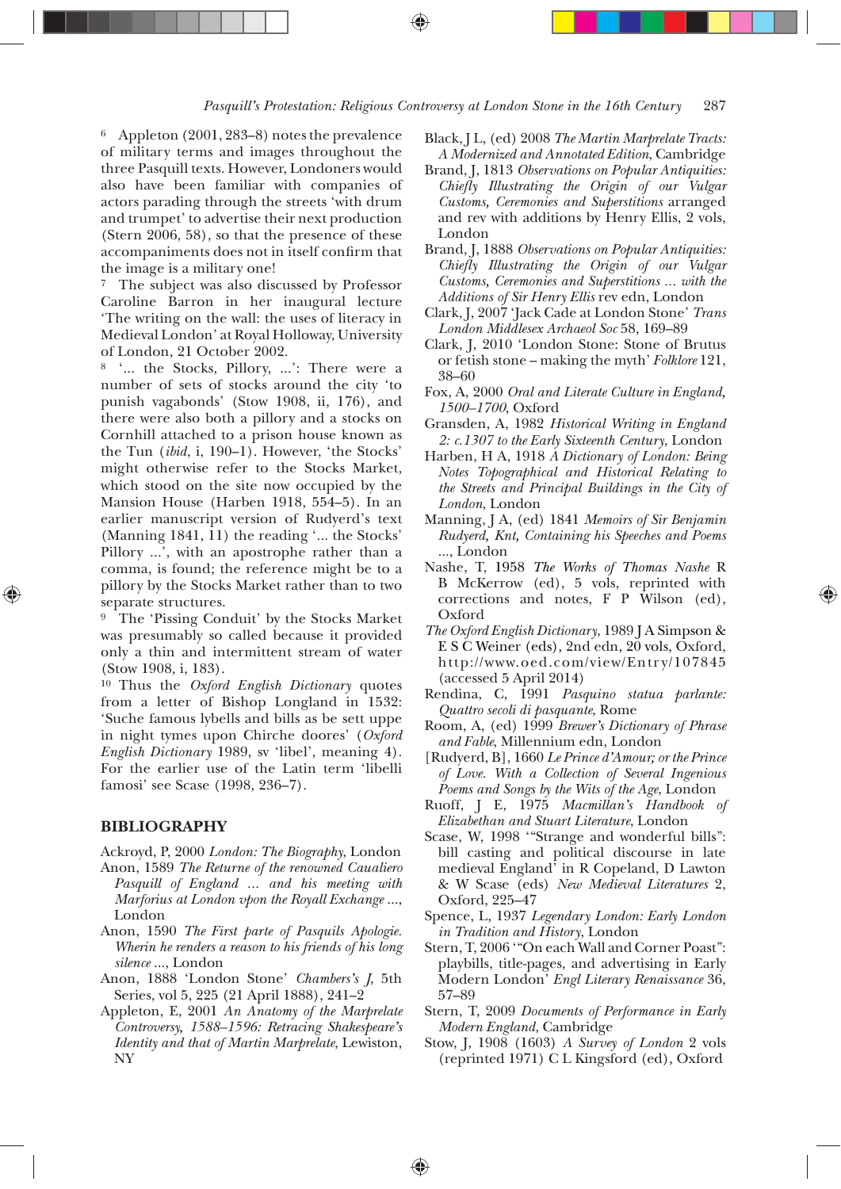[6] Appleton (2001, 283–8) notes the prevalence of military terms and images throughout the three Pasquill texts. However, Londoners would also have been familiar with companies of actors parading through the streets 'with drum and trumpet' to advertise their next production (Stern 2006, 58), so that the presence of these accompaniments does not in itself confirm that the image is a military one!

[7] The subject was also discussed by Professor Caroline Barron in her inaugural lecture 'The writing on the wall: the uses of literacy in Medieval London' at Royal Holloway, University of London, 21 October 2002.

[8] '... the Stocks, Pillory, ...': There were a number of sets of stocks around the city 'to punish vagabonds' (Stow 1908, ii, 176), and there were also both a pillory and a stocks on Cornhill attached to a prison house known as the Tun (*ibid*, i, 190–1). However, 'the Stocks' might otherwise refer to the Stocks Market, which stood on the site now occupied by the Mansion House (Harben 1918, 554–5). In an earlier manuscript version of Rudyerd's text (Manning 1841, 11) the reading '... the Stocks' Pillory ...', with an apostrophe rather than a comma, is found; the reference might be to a pillory by the Stocks Market rather than to two separate structures.

[9] The 'Pissing Conduit' by the Stocks Market was presumably so called because it provided only a thin and intermittent stream of water (Stow 1908, i, 183).

[10] Thus the *Oxford English Dictionary* quotes from a letter of Bishop Longland in 1532: 'Suche famous lybells and bills as be sett uppe in night tymes upon Chirche doores' (*Oxford English Dictionary* 1989, sv 'libel', meaning 4). For the earlier use of the Latin term 'libelli famosi' see Scase (1998, 236–7).

## BIBLIOGRAPHY

Ackroyd, P, 2000 *London: The Biography*, London

Anon, 1589 *The Returne of the renowned Caualiero Pasquill of England ... and his meeting with Marforius at London vpon the Royall Exchange ...*, London

Anon, 1590 *The First parte of Pasquils Apologie. Wherin he renders a reason to his friends of his long silence ...*, London

Anon, 1888 'London Stone' *Chambers's J*, 5th Series, vol 5, 225 (21 April 1888), 241–2

Appleton, E, 2001 *An Anatomy of the Marprelate Controversy, 1588–1596: Retracing Shakespeare's Identity and that of Martin Marprelate*, Lewiston, NY

Black, J L, (ed) 2008 *The Martin Marprelate Tracts: A Modernized and Annotated Edition*, Cambridge

Brand, J, 1813 *Observations on Popular Antiquities: Chiefly Illustrating the Origin of our Vulgar Customs, Ceremonies and Superstitions* arranged and rev with additions by Henry Ellis, 2 vols, London

Brand, J, 1888 *Observations on Popular Antiquities: Chiefly Illustrating the Origin of our Vulgar Customs, Ceremonies and Superstitions ... with the Additions of Sir Henry Ellis* rev edn, London

Clark, J, 2007 'Jack Cade at London Stone' *Trans London Middlesex Archaeol Soc* 58, 169–89

Clark, J, 2010 'London Stone: Stone of Brutus or fetish stone – making the myth' *Folklore* 121, 38–60

Fox, A, 2000 *Oral and Literate Culture in England, 1500–1700*, Oxford

Gransden, A, 1982 *Historical Writing in England 2: c.1307 to the Early Sixteenth Century*, London

Harben, H A, 1918 *A Dictionary of London: Being Notes Topographical and Historical Relating to the Streets and Principal Buildings in the City of London*, London

Manning, J A, (ed) 1841 *Memoirs of Sir Benjamin Rudyerd, Knt, Containing his Speeches and Poems ...*, London

Nashe, T, 1958 *The Works of Thomas Nashe* R B McKerrow (ed), 5 vols, reprinted with corrections and notes, F P Wilson (ed), Oxford

*The Oxford English Dictionary*, 1989 J A Simpson & E S C Weiner (eds), 2nd edn, 20 vols, Oxford, http://www.oed.com/view/Entry/107845 (accessed 5 April 2014)

Rendina, C, 1991 *Pasquino statua parlante: Quattro secoli di pasquante*, Rome

Room, A, (ed) 1999 *Brewer's Dictionary of Phrase and Fable*, Millennium edn, London

[Rudyerd, B], 1660 *Le Prince d'Amour; or the Prince of Love. With a Collection of Several Ingenious Poems and Songs by the Wits of the Age*, London

Ruoff, J E, 1975 *Macmillan's Handbook of Elizabethan and Stuart Literature*, London

Scase, W, 1998 '"Strange and wonderful bills": bill casting and political discourse in late medieval England' in R Copeland, D Lawton & W Scase (eds) *New Medieval Literatures* 2, Oxford, 225–47

Spence, L, 1937 *Legendary London: Early London in Tradition and History*, London

Stern, T, 2006 '"On each Wall and Corner Poast": playbills, title-pages, and advertising in Early Modern London' *Engl Literary Renaissance* 36, 57–89

Stern, T, 2009 *Documents of Performance in Early Modern England*, Cambridge

Stow, J, 1908 (1603) *A Survey of London* 2 vols (reprinted 1971) C L Kingsford (ed), Oxford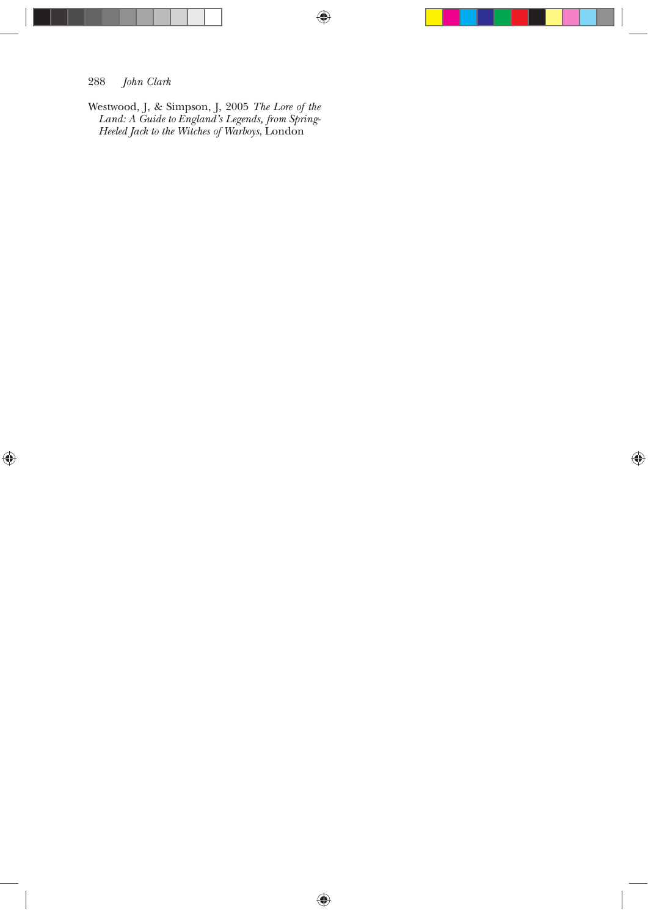Westwood, J, & Simpson, J, 2005 *The Lore of the Land: A Guide to England's Legends, from Spring-Heeled Jack to the Witches of Warboys*, London